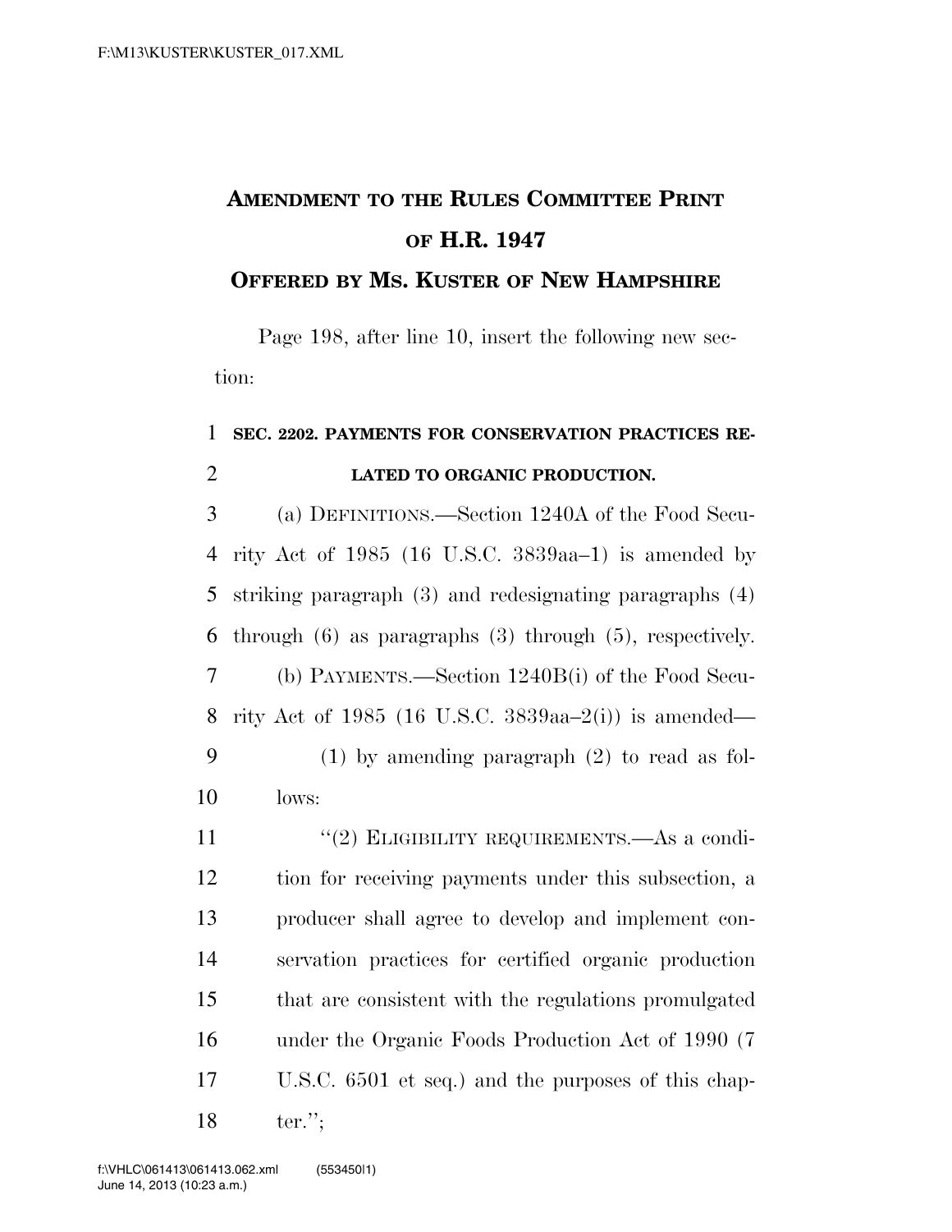# Amendment to the Rules Committee Print of H.R. 1947

## Offered by Ms. Kuster of New Hampshire

Page 198, after line 10, insert the following new section:

**SEC. 2202. PAYMENTS FOR CONSERVATION PRACTICES RELATED TO ORGANIC PRODUCTION.**

(a) Definitions.—Section 1240A of the Food Security Act of 1985 (16 U.S.C. 3839aa–1) is amended by striking paragraph (3) and redesignating paragraphs (4) through (6) as paragraphs (3) through (5), respectively.

(b) Payments.—Section 1240B(i) of the Food Security Act of 1985 (16 U.S.C. 3839aa–2(i)) is amended—

(1) by amending paragraph (2) to read as follows:

"(2) Eligibility requirements.—As a condition for receiving payments under this subsection, a producer shall agree to develop and implement conservation practices for certified organic production that are consistent with the regulations promulgated under the Organic Foods Production Act of 1990 (7 U.S.C. 6501 et seq.) and the purposes of this chapter.";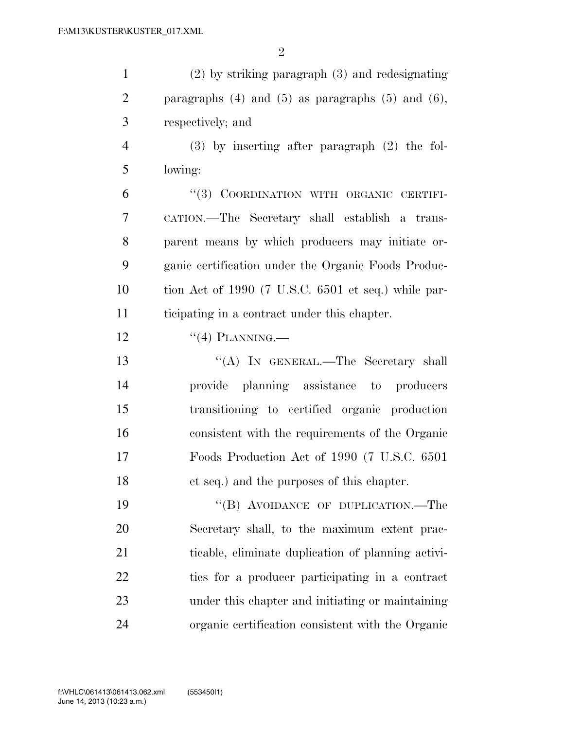(2) by striking paragraph (3) and redesignating paragraphs (4) and (5) as paragraphs (5) and (6), respectively; and

(3) by inserting after paragraph (2) the following:

"(3) COORDINATION WITH ORGANIC CERTIFICATION.—The Secretary shall establish a transparent means by which producers may initiate organic certification under the Organic Foods Production Act of 1990 (7 U.S.C. 6501 et seq.) while participating in a contract under this chapter.

"(4) PLANNING.—

"(A) IN GENERAL.—The Secretary shall provide planning assistance to producers transitioning to certified organic production consistent with the requirements of the Organic Foods Production Act of 1990 (7 U.S.C. 6501 et seq.) and the purposes of this chapter.

"(B) AVOIDANCE OF DUPLICATION.—The Secretary shall, to the maximum extent practicable, eliminate duplication of planning activities for a producer participating in a contract under this chapter and initiating or maintaining organic certification consistent with the Organic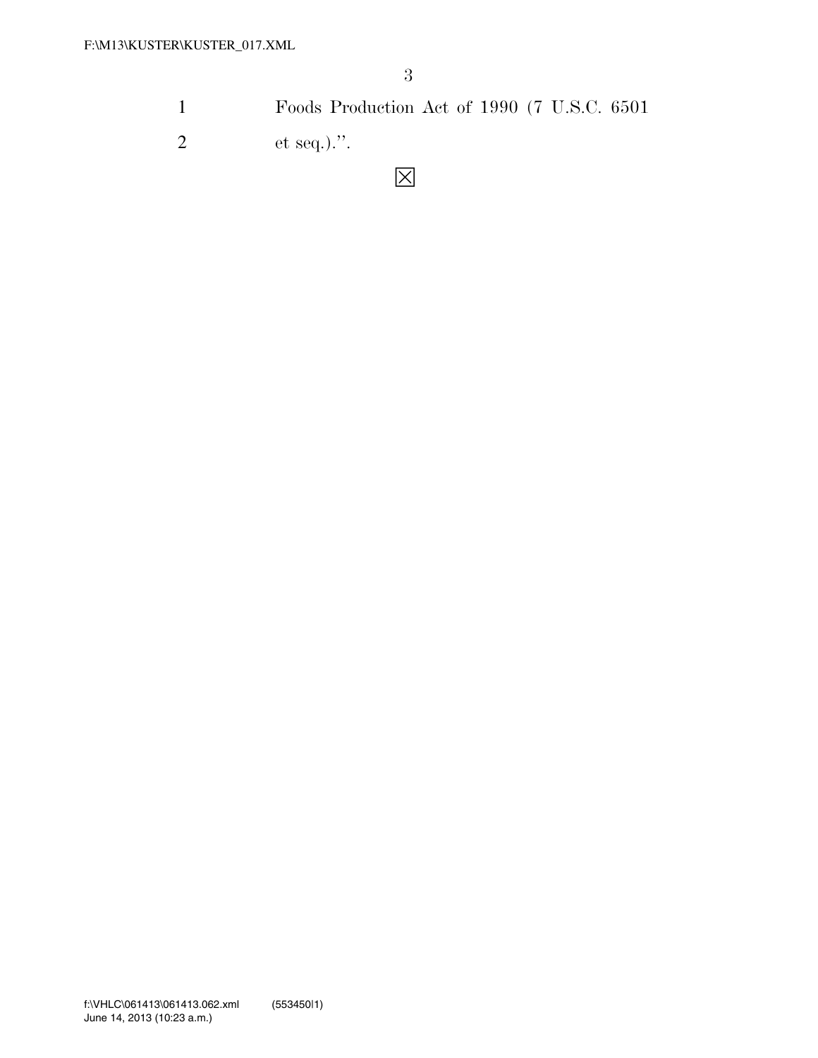Foods Production Act of 1990 (7 U.S.C. 6501 et seq.).''.